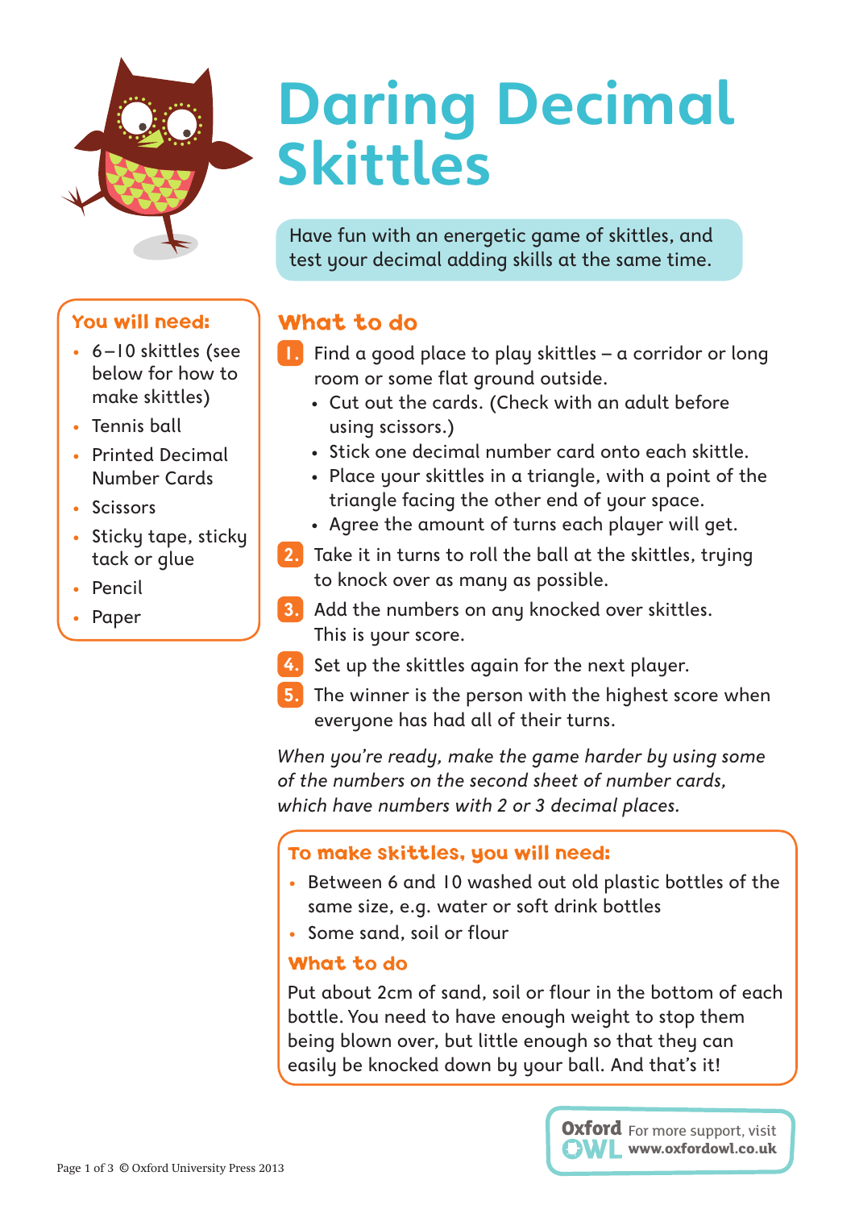# Daring Decimal Skittles

Have fun with an energetic game of skittles, and test your decimal adding skills at the same time.

## You will need:

- 6–10 skittles (see below for how to make skittles)
- Tennis ball
- Printed Decimal Number Cards
- Scissors
- Sticky tape, sticky tack or glue
- Pencil
- Paper

## What to do

1. Find a good place to play skittles – a corridor or long room or some flat ground outside.
   - Cut out the cards. (Check with an adult before using scissors.)
   - Stick one decimal number card onto each skittle.
   - Place your skittles in a triangle, with a point of the triangle facing the other end of your space.
   - Agree the amount of turns each player will get.
2. Take it in turns to roll the ball at the skittles, trying to knock over as many as possible.
3. Add the numbers on any knocked over skittles. This is your score.
4. Set up the skittles again for the next player.
5. The winner is the person with the highest score when everyone has had all of their turns.

*When you're ready, make the game harder by using some of the numbers on the second sheet of number cards, which have numbers with 2 or 3 decimal places.*

### To make skittles, you will need:

- Between 6 and 10 washed out old plastic bottles of the same size, e.g. water or soft drink bottles
- Some sand, soil or flour

### What to do

Put about 2cm of sand, soil or flour in the bottom of each bottle. You need to have enough weight to stop them being blown over, but little enough so that they can easily be knocked down by your ball. And that's it!

Oxford OWL For more support, visit www.oxfordowl.co.uk

© Oxford University Press 2013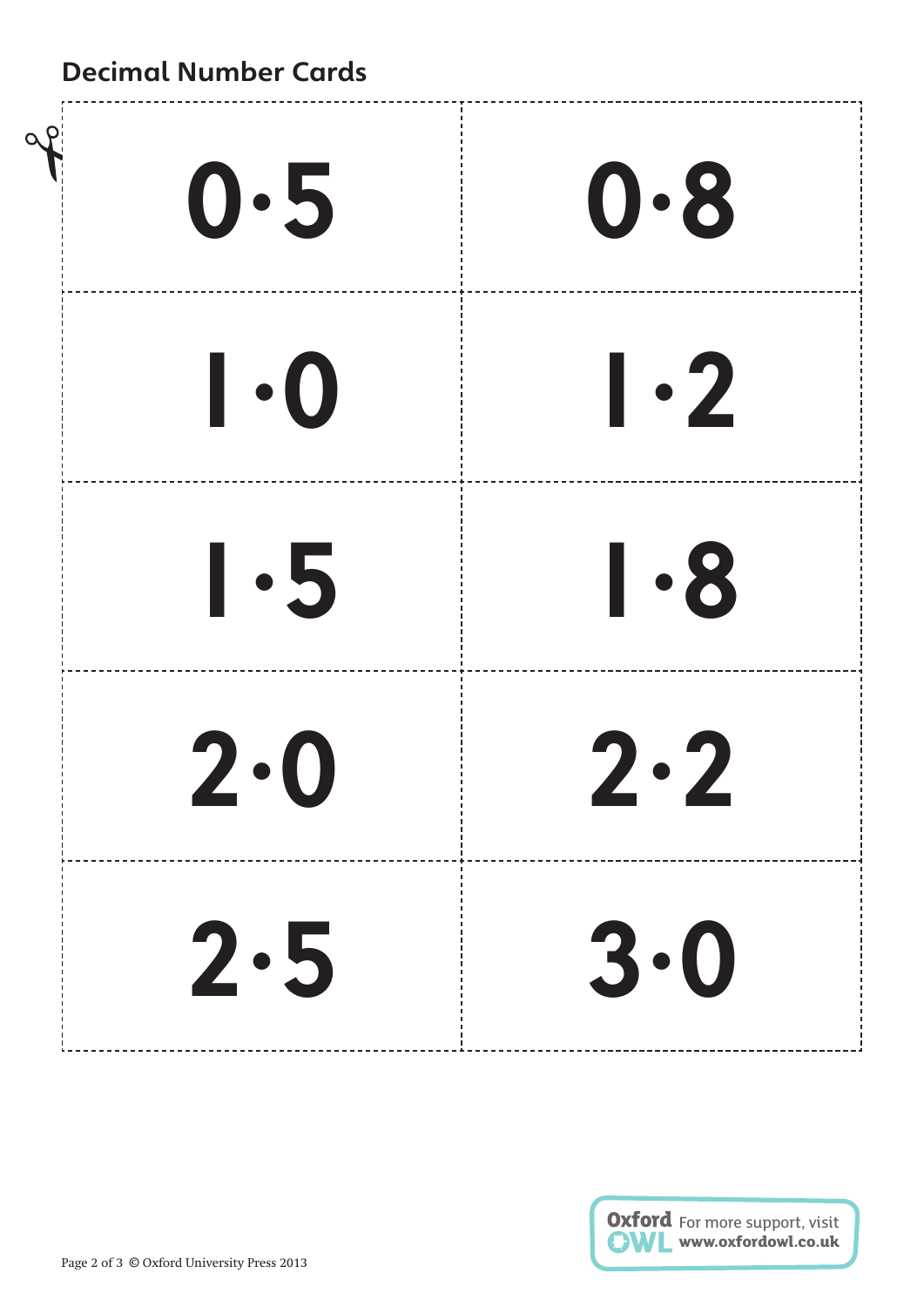## Decimal Number Cards

| | |
|---|---|
| 0·5 | 0·8 |
| 1·0 | 1·2 |
| 1·5 | 1·8 |
| 2·0 | 2·2 |
| 2·5 | 3·0 |

Oxford OWL For more support, visit www.oxfordowl.co.uk

© Oxford University Press 2013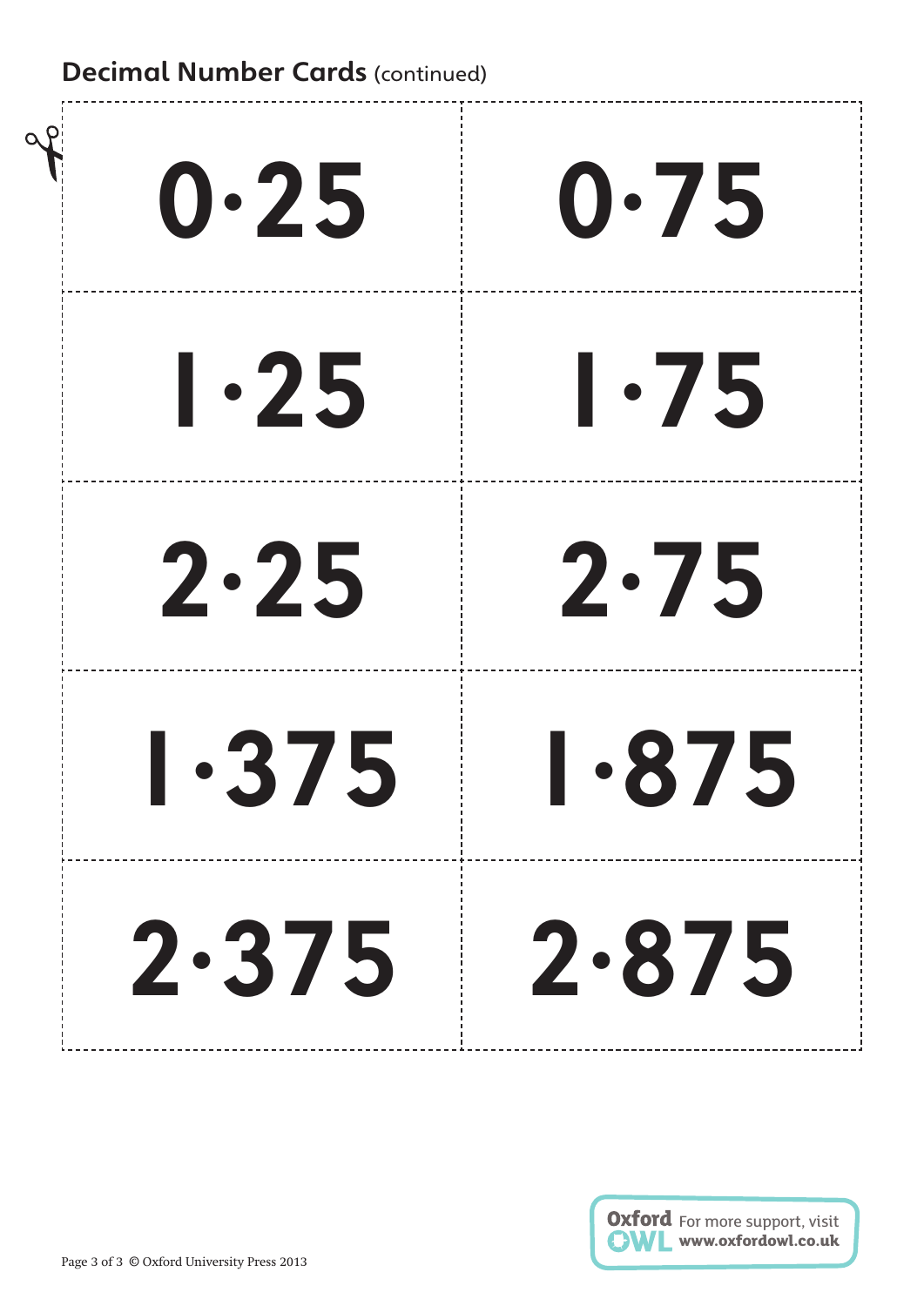## Decimal Number Cards (continued)

| | |
|---|---|
| 0·25 | 0·75 |
| 1·25 | 1·75 |
| 2·25 | 2·75 |
| 1·375 | 1·875 |
| 2·375 | 2·875 |

© Oxford University Press 2013

Oxford OWL For more support, visit www.oxfordowl.co.uk